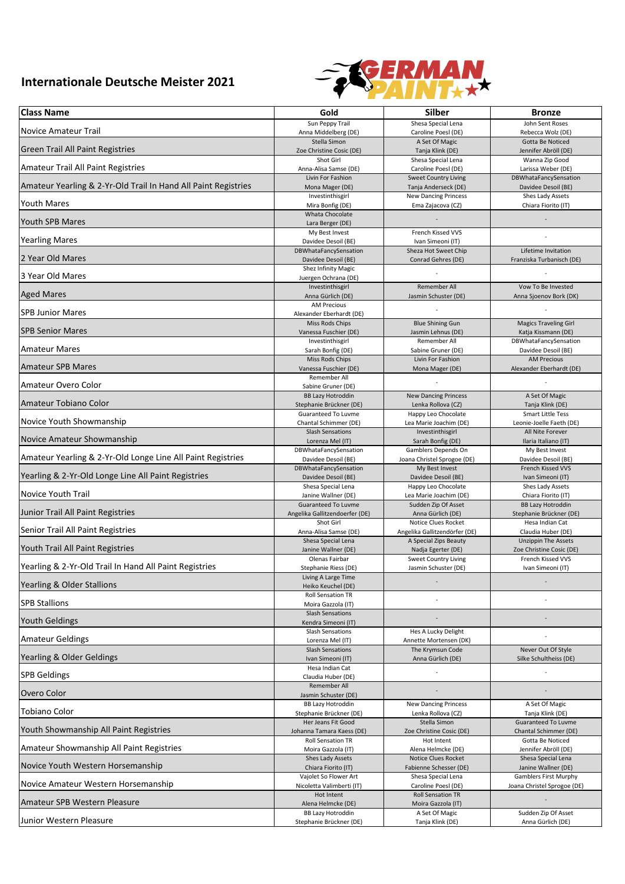# Internationale Deutsche Meister 2021

| Class Name | Gold | Silber | Bronze |
|---|---|---|---|
| Novice Amateur Trail | Sun Peppy Trail<br>Anna Middelberg (DE) | Shesa Special Lena<br>Caroline Poesl (DE) | John Sent Roses<br>Rebecca Wolz (DE) |
| Green Trail All Paint Registries | Stella Simon<br>Zoe Christine Cosic (DE) | A Set Of Magic<br>Tanja Klink (DE) | Gotta Be Noticed<br>Jennifer Abröll (DE) |
| Amateur Trail All Paint Registries | Shot Girl<br>Anna-Alisa Samse (DE) | Shesa Special Lena<br>Caroline Poesl (DE) | Wanna Zip Good<br>Larissa Weber (DE) |
| Amateur Yearling & 2-Yr-Old Trail In Hand All Paint Registries | Livin For Fashion<br>Mona Mager (DE) | Sweet Country Living<br>Tanja Anderseck (DE) | DBWhataFancySensation<br>Davidee Desoil (BE) |
| Youth Mares | Investinthisgirl<br>Mira Bonfig (DE) | New Dancing Princess<br>Ema Zajacova (CZ) | Shes Lady Assets<br>Chiara Fiorito (IT) |
| Youth SPB Mares | Whata Chocolate<br>Lara Berger (DE) | - | - |
| Yearling Mares | My Best Invest<br>Davidee Desoil (BE) | French Kissed VVS<br>Ivan Simeoni (IT) | - |
| 2 Year Old Mares | DBWhataFancySensation<br>Davidee Desoil (BE) | Sheza Hot Sweet Chip<br>Conrad Gehres (DE) | Lifetime Invitation<br>Franziska Turbanisch (DE) |
| 3 Year Old Mares | Shez Infinity Magic<br>Juergen Ochrana (DE) | - | - |
| Aged Mares | Investinthisgirl<br>Anna Gürlich (DE) | Remember All<br>Jasmin Schuster (DE) | Vow To Be Invested<br>Anna Sjoenov Bork (DK) |
| SPB Junior Mares | AM Precious<br>Alexander Eberhardt (DE) | - | - |
| SPB Senior Mares | Miss Rods Chips<br>Vanessa Fuschier (DE) | Blue Shining Gun<br>Jasmin Lehnus (DE) | Magics Traveling Girl<br>Katja Kissmann (DE) |
| Amateur Mares | Investinthisgirl<br>Sarah Bonfig (DE) | Remember All<br>Sabine Gruner (DE) | DBWhataFancySensation<br>Davidee Desoil (BE) |
| Amateur SPB Mares | Miss Rods Chips<br>Vanessa Fuschier (DE) | Livin For Fashion<br>Mona Mager (DE) | AM Precious<br>Alexander Eberhardt (DE) |
| Amateur Overo Color | Remember All<br>Sabine Gruner (DE) | - | - |
| Amateur Tobiano Color | BB Lazy Hotroddin<br>Stephanie Brückner (DE) | New Dancing Princess<br>Lenka Rollova (CZ) | A Set Of Magic<br>Tanja Klink (DE) |
| Novice Youth Showmanship | Guaranteed To Luvme<br>Chantal Schimmer (DE) | Happy Leo Chocolate<br>Lea Marie Joachim (DE) | Smart Little Tess<br>Leonie-Joelle Faeth (DE) |
| Novice Amateur Showmanship | Slash Sensations<br>Lorenza Mel (IT) | Investinthisgirl<br>Sarah Bonfig (DE) | All Nite Forever<br>Ilaria Italiano (IT) |
| Amateur Yearling & 2-Yr-Old Longe Line All Paint Registries | DBWhataFancySensation<br>Davidee Desoil (BE) | Gamblers Depends On<br>Joana Christel Sprogoe (DE) | My Best Invest<br>Davidee Desoil (BE) |
| Yearling & 2-Yr-Old Longe Line All Paint Registries | DBWhataFancySensation<br>Davidee Desoil (BE) | My Best Invest<br>Davidee Desoil (BE) | French Kissed VVS<br>Ivan Simeoni (IT) |
| Novice Youth Trail | Shesa Special Lena<br>Janine Wallner (DE) | Happy Leo Chocolate<br>Lea Marie Joachim (DE) | Shes Lady Assets<br>Chiara Fiorito (IT) |
| Junior Trail All Paint Registries | Guaranteed To Luvme<br>Angelika Gallitzendoerfer (DE) | Sudden Zip Of Asset<br>Anna Gürlich (DE) | BB Lazy Hotroddin<br>Stephanie Brückner (DE) |
| Senior Trail All Paint Registries | Shot Girl<br>Anna-Alisa Samse (DE) | Notice Clues Rocket<br>Angelika Gallitzendörfer (DE) | Hesa Indian Cat<br>Claudia Huber (DE) |
| Youth Trail All Paint Registries | Shesa Special Lena<br>Janine Wallner (DE) | A Special Zips Beauty<br>Nadja Egerter (DE) | Unzippin The Assets<br>Zoe Christine Cosic (DE) |
| Yearling & 2-Yr-Old Trail In Hand All Paint Registries | Olenas Fairbar<br>Stephanie Riess (DE) | Sweet Country Living<br>Jasmin Schuster (DE) | French Kissed VVS<br>Ivan Simeoni (IT) |
| Yearling & Older Stallions | Living A Large Time<br>Heiko Keuchel (DE) | - | - |
| SPB Stallions | Roll Sensation TR<br>Moira Gazzola (IT) | - | - |
| Youth Geldings | Slash Sensations<br>Kendra Simeoni (IT) | - | - |
| Amateur Geldings | Slash Sensations<br>Lorenza Mel (IT) | Hes A Lucky Delight<br>Annette Mortensen (DK) | - |
| Yearling & Older Geldings | Slash Sensations<br>Ivan Simeoni (IT) | The Krymsun Code<br>Anna Gürlich (DE) | Never Out Of Style<br>Silke Schultheiss (DE) |
| SPB Geldings | Hesa Indian Cat<br>Claudia Huber (DE) | - | - |
| Overo Color | Remember All<br>Jasmin Schuster (DE) | - | - |
| Tobiano Color | BB Lazy Hotroddin<br>Stephanie Brückner (DE) | New Dancing Princess<br>Lenka Rollova (CZ) | A Set Of Magic<br>Tanja Klink (DE) |
| Youth Showmanship All Paint Registries | Her Jeans Fit Good<br>Johanna Tamara Kaess (DE) | Stella Simon<br>Zoe Christine Cosic (DE) | Guaranteed To Luvme<br>Chantal Schimmer (DE) |
| Amateur Showmanship All Paint Registries | Roll Sensation TR<br>Moira Gazzola (IT) | Hot Intent<br>Alena Helmcke (DE) | Gotta Be Noticed<br>Jennifer Abröll (DE) |
| Novice Youth Western Horsemanship | Shes Lady Assets<br>Chiara Fiorito (IT) | Notice Clues Rocket<br>Fabienne Schesser (DE) | Shesa Special Lena<br>Janine Wallner (DE) |
| Novice Amateur Western Horsemanship | Vajolet So Flower Art<br>Nicoletta Valimberti (IT) | Shesa Special Lena<br>Caroline Poesl (DE) | Gamblers First Murphy<br>Joana Christel Sprogoe (DE) |
| Amateur SPB Western Pleasure | Hot Intent<br>Alena Helmcke (DE) | Roll Sensation TR<br>Moira Gazzola (IT) | - |
| Junior Western Pleasure | BB Lazy Hotroddin<br>Stephanie Brückner (DE) | A Set Of Magic<br>Tanja Klink (DE) | Sudden Zip Of Asset<br>Anna Gürlich (DE) |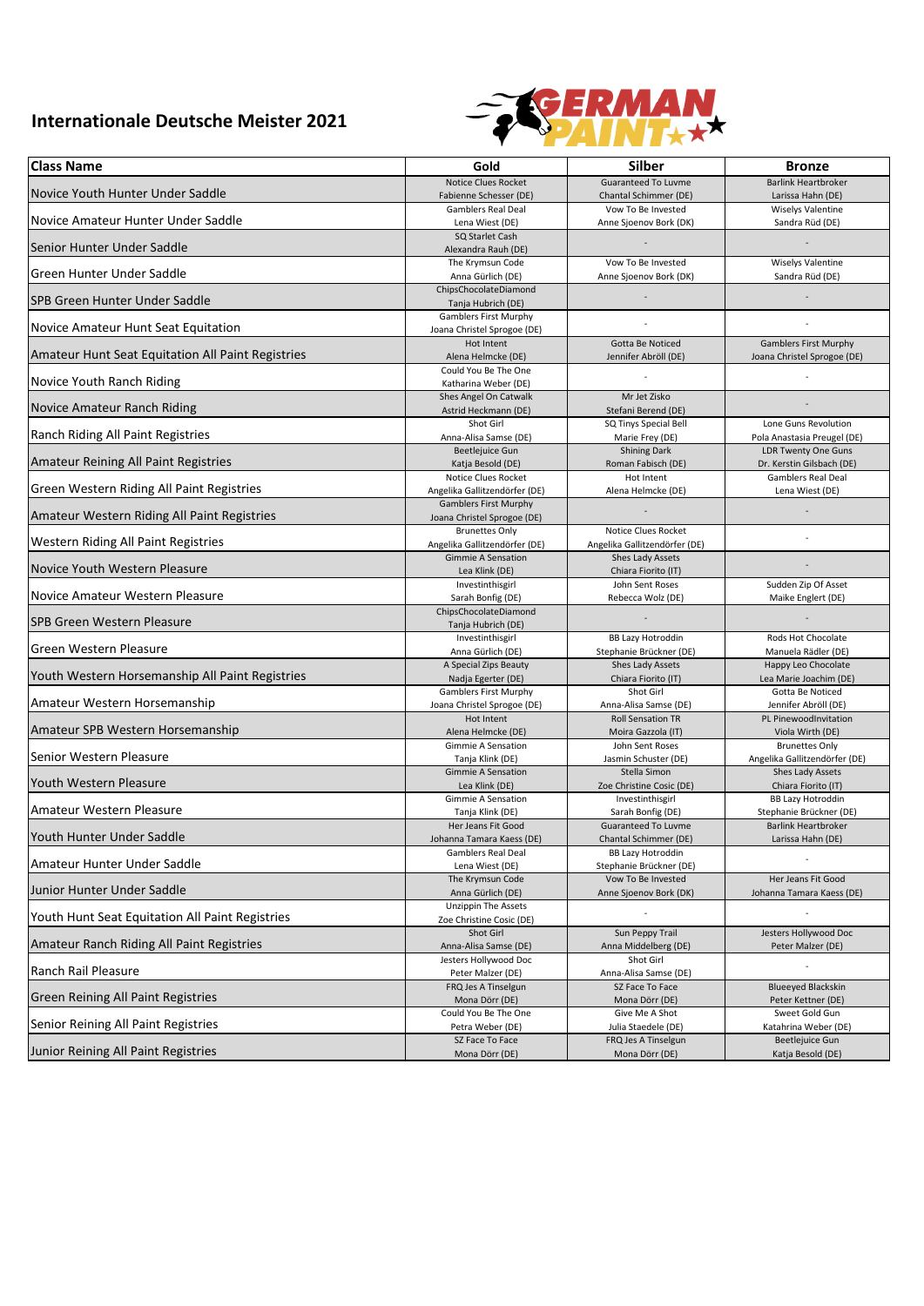# Internationale Deutsche Meister 2021

GERMAN PAINT

| Class Name | Gold | Silber | Bronze |
|---|---|---|---|
| Novice Youth Hunter Under Saddle | Notice Clues Rocket<br>Fabienne Schesser (DE) | Guaranteed To Luvme<br>Chantal Schimmer (DE) | Barlink Heartbroker<br>Larissa Hahn (DE) |
| Novice Amateur Hunter Under Saddle | Gamblers Real Deal<br>Lena Wiest (DE) | Vow To Be Invested<br>Anne Sjoenov Bork (DK) | Wiselys Valentine<br>Sandra Rüd (DE) |
| Senior Hunter Under Saddle | SQ Starlet Cash<br>Alexandra Rauh (DE) | - | - |
| Green Hunter Under Saddle | The Krymsun Code<br>Anna Gürlich (DE) | Vow To Be Invested<br>Anne Sjoenov Bork (DK) | Wiselys Valentine<br>Sandra Rüd (DE) |
| SPB Green Hunter Under Saddle | ChipsChocolateDiamond<br>Tanja Hubrich (DE) | - | - |
| Novice Amateur Hunt Seat Equitation | Gamblers First Murphy<br>Joana Christel Sprogoe (DE) | - | - |
| Amateur Hunt Seat Equitation All Paint Registries | Hot Intent<br>Alena Helmcke (DE) | Gotta Be Noticed<br>Jennifer Abröll (DE) | Gamblers First Murphy<br>Joana Christel Sprogoe (DE) |
| Novice Youth Ranch Riding | Could You Be The One<br>Katharina Weber (DE) | - | - |
| Novice Amateur Ranch Riding | Shes Angel On Catwalk<br>Astrid Heckmann (DE) | Mr Jet Zisko<br>Stefani Berend (DE) | - |
| Ranch Riding All Paint Registries | Shot Girl<br>Anna-Alisa Samse (DE) | SQ Tinys Special Bell<br>Marie Frey (DE) | Lone Guns Revolution<br>Pola Anastasia Preugel (DE) |
| Amateur Reining All Paint Registries | Beetlejuice Gun<br>Katja Besold (DE) | Shining Dark<br>Roman Fabisch (DE) | LDR Twenty One Guns<br>Dr. Kerstin Gilsbach (DE) |
| Green Western Riding All Paint Registries | Notice Clues Rocket<br>Angelika Gallitzendörfer (DE) | Hot Intent<br>Alena Helmcke (DE) | Gamblers Real Deal<br>Lena Wiest (DE) |
| Amateur Western Riding All Paint Registries | Gamblers First Murphy<br>Joana Christel Sprogoe (DE) | - | - |
| Western Riding All Paint Registries | Brunettes Only<br>Angelika Gallitzendörfer (DE) | Notice Clues Rocket<br>Angelika Gallitzendörfer (DE) | - |
| Novice Youth Western Pleasure | Gimmie A Sensation<br>Lea Klink (DE) | Shes Lady Assets<br>Chiara Fiorito (IT) | - |
| Novice Amateur Western Pleasure | Investinthisgirl<br>Sarah Bonfig (DE) | John Sent Roses<br>Rebecca Wolz (DE) | Sudden Zip Of Asset<br>Maike Englert (DE) |
| SPB Green Western Pleasure | ChipsChocolateDiamond<br>Tanja Hubrich (DE) | - | - |
| Green Western Pleasure | Investinthisgirl<br>Anna Gürlich (DE) | BB Lazy Hotroddin<br>Stephanie Brückner (DE) | Rods Hot Chocolate<br>Manuela Rädler (DE) |
| Youth Western Horsemanship All Paint Registries | A Special Zips Beauty<br>Nadja Egerter (DE) | Shes Lady Assets<br>Chiara Fiorito (IT) | Happy Leo Chocolate<br>Lea Marie Joachim (DE) |
| Amateur Western Horsemanship | Gamblers First Murphy<br>Joana Christel Sprogoe (DE) | Shot Girl<br>Anna-Alisa Samse (DE) | Gotta Be Noticed<br>Jennifer Abröll (DE) |
| Amateur SPB Western Horsemanship | Hot Intent<br>Alena Helmcke (DE) | Roll Sensation TR<br>Moira Gazzola (IT) | PL PinewoodInvitation<br>Viola Wirth (DE) |
| Senior Western Pleasure | Gimmie A Sensation<br>Tanja Klink (DE) | John Sent Roses<br>Jasmin Schuster (DE) | Brunettes Only<br>Angelika Gallitzendörfer (DE) |
| Youth Western Pleasure | Gimmie A Sensation<br>Lea Klink (DE) | Stella Simon<br>Zoe Christine Cosic (DE) | Shes Lady Assets<br>Chiara Fiorito (IT) |
| Amateur Western Pleasure | Gimmie A Sensation<br>Tanja Klink (DE) | Investinthisgirl<br>Sarah Bonfig (DE) | BB Lazy Hotroddin<br>Stephanie Brückner (DE) |
| Youth Hunter Under Saddle | Her Jeans Fit Good<br>Johanna Tamara Kaess (DE) | Guaranteed To Luvme<br>Chantal Schimmer (DE) | Barlink Heartbroker<br>Larissa Hahn (DE) |
| Amateur Hunter Under Saddle | Gamblers Real Deal<br>Lena Wiest (DE) | BB Lazy Hotroddin<br>Stephanie Brückner (DE) | - |
| Junior Hunter Under Saddle | The Krymsun Code<br>Anna Gürlich (DE) | Vow To Be Invested<br>Anne Sjoenov Bork (DK) | Her Jeans Fit Good<br>Johanna Tamara Kaess (DE) |
| Youth Hunt Seat Equitation All Paint Registries | Unzippin The Assets<br>Zoe Christine Cosic (DE) | - | - |
| Amateur Ranch Riding All Paint Registries | Shot Girl<br>Anna-Alisa Samse (DE) | Sun Peppy Trail<br>Anna Middelberg (DE) | Jesters Hollywood Doc<br>Peter Malzer (DE) |
| Ranch Rail Pleasure | Jesters Hollywood Doc<br>Peter Malzer (DE) | Shot Girl<br>Anna-Alisa Samse (DE) | - |
| Green Reining All Paint Registries | FRQ Jes A Tinselgun<br>Mona Dörr (DE) | SZ Face To Face<br>Mona Dörr (DE) | Blueeyed Blackskin<br>Peter Kettner (DE) |
| Senior Reining All Paint Registries | Could You Be The One<br>Petra Weber (DE) | Give Me A Shot<br>Julia Staedele (DE) | Sweet Gold Gun<br>Katahrina Weber (DE) |
| Junior Reining All Paint Registries | SZ Face To Face<br>Mona Dörr (DE) | FRQ Jes A Tinselgun<br>Mona Dörr (DE) | Beetlejuice Gun<br>Katja Besold (DE) |